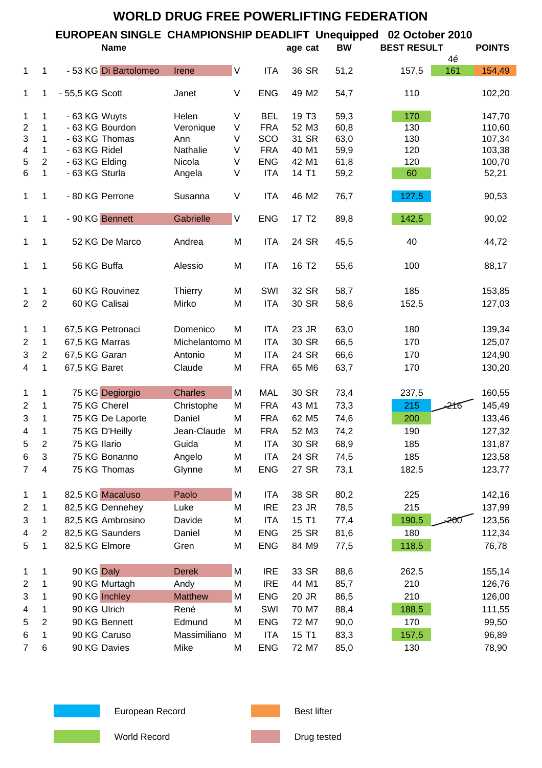# WORLD DRUG FREE POWERLIFTING FEDERATION

## EUROPEAN SINGLE CHAMPIONSHIP DEADLIFT Unequipped 02 October 2010

| | | | Name | | | | age | cat | BW | BEST RESULT | 4é | POINTS |
|---|---|---|---|---|---|---|---|---|---|---|---|---|
| 1 | 1 | - 53 KG | Di Bartolomeo | Irene | V | ITA | 36 | SR | 51,2 | 157,5 | 161 | 154,49 |
| 1 | 1 | - 55,5 KG | Scott | Janet | V | ENG | 49 | M2 | 54,7 | 110 | | 102,20 |
| 1 | 1 | - 63 KG | Wuyts | Helen | V | BEL | 19 | T3 | 59,3 | 170 | | 147,70 |
| 2 | 1 | - 63 KG | Bourdon | Veronique | V | FRA | 52 | M3 | 60,8 | 130 | | 110,60 |
| 3 | 1 | - 63 KG | Thomas | Ann | V | SCO | 31 | SR | 63,0 | 130 | | 107,34 |
| 4 | 1 | - 63 KG | Ridel | Nathalie | V | FRA | 40 | M1 | 59,9 | 120 | | 103,38 |
| 5 | 2 | - 63 KG | Elding | Nicola | V | ENG | 42 | M1 | 61,8 | 120 | | 100,70 |
| 6 | 1 | - 63 KG | Sturla | Angela | V | ITA | 14 | T1 | 59,2 | 60 | | 52,21 |
| 1 | 1 | - 80 KG | Perrone | Susanna | V | ITA | 46 | M2 | 76,7 | 127,5 | | 90,53 |
| 1 | 1 | - 90 KG | Bennett | Gabrielle | V | ENG | 17 | T2 | 89,8 | 142,5 | | 90,02 |
| 1 | 1 | 52 KG | De Marco | Andrea | M | ITA | 24 | SR | 45,5 | 40 | | 44,72 |
| 1 | 1 | 56 KG | Buffa | Alessio | M | ITA | 16 | T2 | 55,6 | 100 | | 88,17 |
| 1 | 1 | 60 KG | Rouvinez | Thierry | M | SWI | 32 | SR | 58,7 | 185 | | 153,85 |
| 2 | 2 | 60 KG | Calisai | Mirko | M | ITA | 30 | SR | 58,6 | 152,5 | | 127,03 |
| 1 | 1 | 67,5 KG | Petronaci | Domenico | M | ITA | 23 | JR | 63,0 | 180 | | 139,34 |
| 2 | 1 | 67,5 KG | Marras | Michelantomo | M | ITA | 30 | SR | 66,5 | 170 | | 125,07 |
| 3 | 2 | 67,5 KG | Garan | Antonio | M | ITA | 24 | SR | 66,6 | 170 | | 124,90 |
| 4 | 1 | 67,5 KG | Baret | Claude | M | FRA | 65 | M6 | 63,7 | 170 | | 130,20 |
| 1 | 1 | 75 KG | Degiorgio | Charles | M | MAL | 30 | SR | 73,4 | 237,5 | | 160,55 |
| 2 | 1 | 75 KG | Cherel | Christophe | M | FRA | 43 | M1 | 73,3 | 215 | ~~216~~ | 145,49 |
| 3 | 1 | 75 KG | De Laporte | Daniel | M | FRA | 62 | M5 | 74,6 | 200 | | 133,46 |
| 4 | 1 | 75 KG | D'Heilly | Jean-Claude | M | FRA | 52 | M3 | 74,2 | 190 | | 127,32 |
| 5 | 2 | 75 KG | Ilario | Guida | M | ITA | 30 | SR | 68,9 | 185 | | 131,87 |
| 6 | 3 | 75 KG | Bonanno | Angelo | M | ITA | 24 | SR | 74,5 | 185 | | 123,58 |
| 7 | 4 | 75 KG | Thomas | Glynne | M | ENG | 27 | SR | 73,1 | 182,5 | | 123,77 |
| 1 | 1 | 82,5 KG | Macaluso | Paolo | M | ITA | 38 | SR | 80,2 | 225 | | 142,16 |
| 2 | 1 | 82,5 KG | Dennehey | Luke | M | IRE | 23 | JR | 78,5 | 215 | | 137,99 |
| 3 | 1 | 82,5 KG | Ambrosino | Davide | M | ITA | 15 | T1 | 77,4 | 190,5 | ~~200~~ | 123,56 |
| 4 | 2 | 82,5 KG | Saunders | Daniel | M | ENG | 25 | SR | 81,6 | 180 | | 112,34 |
| 5 | 1 | 82,5 KG | Elmore | Gren | M | ENG | 84 | M9 | 77,5 | 118,5 | | 76,78 |
| 1 | 1 | 90 KG | Daly | Derek | M | IRE | 33 | SR | 88,6 | 262,5 | | 155,14 |
| 2 | 1 | 90 KG | Murtagh | Andy | M | IRE | 44 | M1 | 85,7 | 210 | | 126,76 |
| 3 | 1 | 90 KG | Inchley | Matthew | M | ENG | 20 | JR | 86,5 | 210 | | 126,00 |
| 4 | 1 | 90 KG | Ulrich | René | M | SWI | 70 | M7 | 88,4 | 188,5 | | 111,55 |
| 5 | 2 | 90 KG | Bennett | Edmund | M | ENG | 72 | M7 | 90,0 | 170 | | 99,50 |
| 6 | 1 | 90 KG | Caruso | Massimiliano | M | ITA | 15 | T1 | 83,3 | 157,5 | | 96,89 |
| 7 | 6 | 90 KG | Davies | Mike | M | ENG | 72 | M7 | 85,0 | 130 | | 78,90 |

Legend:
- European Record (blue): Perrone 127,5; Cherel 215
- World Record (green): Di Bartolomeo 161; Wuyts 170; Sturla 60; Bennett Gabrielle 142,5; De Laporte 200; Ambrosino 190,5; Elmore 118,5; Ulrich 188,5; Caruso 157,5
- Best lifter (orange): Di Bartolomeo 154,49
- Drug tested (pink): Di Bartolomeo Irene; Bennett Gabrielle; Degiorgio Charles; Macaluso Paolo; Daly Derek; Inchley Matthew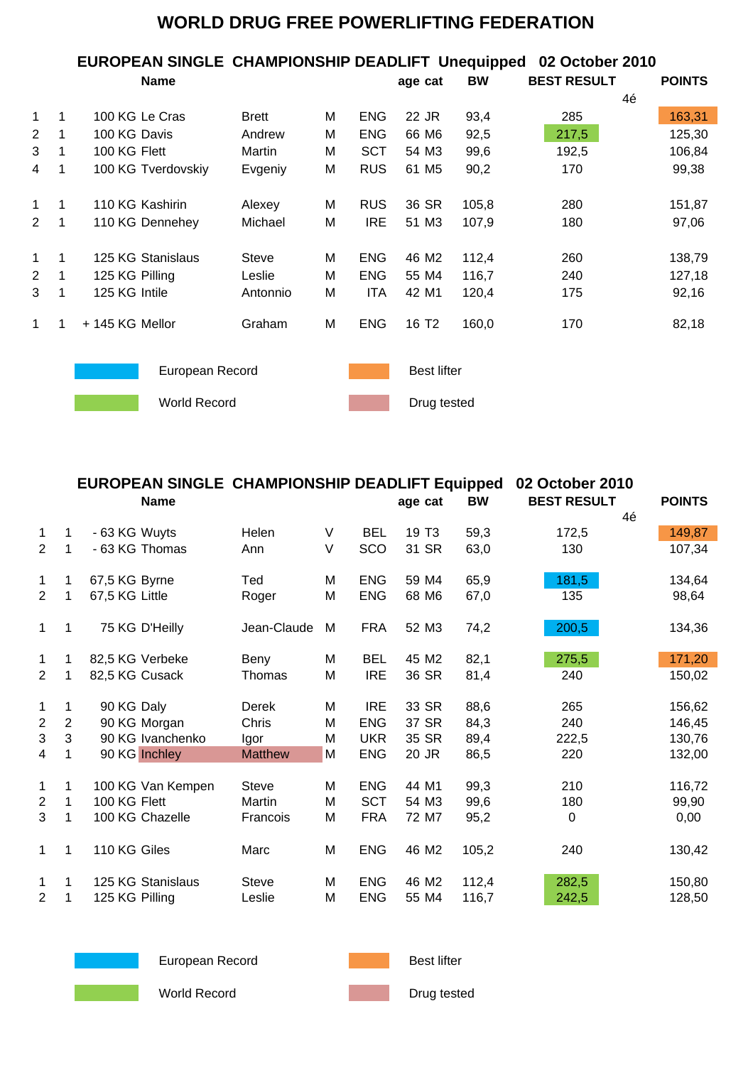# WORLD DRUG FREE POWERLIFTING FEDERATION

## EUROPEAN SINGLE CHAMPIONSHIP DEADLIFT Unequipped 02 October 2010

| | | | Name | | | | age | cat | BW | BEST RESULT | POINTS |
|---|---|---|---|---|---|---|---|---|---|---|---|
| | | | | | | | | | | 4é | |
| 1 | 1 | 100 KG | Le Cras | Brett | M | ENG | 22 | JR | 93,4 | 285 | 163,31 |
| 2 | 1 | 100 KG | Davis | Andrew | M | ENG | 66 | M6 | 92,5 | 217,5 | 125,30 |
| 3 | 1 | 100 KG | Flett | Martin | M | SCT | 54 | M3 | 99,6 | 192,5 | 106,84 |
| 4 | 1 | 100 KG | Tverdovskiy | Evgeniy | M | RUS | 61 | M5 | 90,2 | 170 | 99,38 |
| 1 | 1 | 110 KG | Kashirin | Alexey | M | RUS | 36 | SR | 105,8 | 280 | 151,87 |
| 2 | 1 | 110 KG | Dennehey | Michael | M | IRE | 51 | M3 | 107,9 | 180 | 97,06 |
| 1 | 1 | 125 KG | Stanislaus | Steve | M | ENG | 46 | M2 | 112,4 | 260 | 138,79 |
| 2 | 1 | 125 KG | Pilling | Leslie | M | ENG | 55 | M4 | 116,7 | 240 | 127,18 |
| 3 | 1 | 125 KG | Intile | Antonnio | M | ITA | 42 | M1 | 120,4 | 175 | 92,16 |
| 1 | 1 | + 145 KG | Mellor | Graham | M | ENG | 16 | T2 | 160,0 | 170 | 82,18 |

European Record — Best lifter

World Record — Drug tested

## EUROPEAN SINGLE CHAMPIONSHIP DEADLIFT Equipped 02 October 2010

| | | | Name | | | | age | cat | BW | BEST RESULT | POINTS |
|---|---|---|---|---|---|---|---|---|---|---|---|
| | | | | | | | | | | 4é | |
| 1 | 1 | - 63 KG | Wuyts | Helen | V | BEL | 19 | T3 | 59,3 | 172,5 | 149,87 |
| 2 | 1 | - 63 KG | Thomas | Ann | V | SCO | 31 | SR | 63,0 | 130 | 107,34 |
| 1 | 1 | 67,5 KG | Byrne | Ted | M | ENG | 59 | M4 | 65,9 | 181,5 | 134,64 |
| 2 | 1 | 67,5 KG | Little | Roger | M | ENG | 68 | M6 | 67,0 | 135 | 98,64 |
| 1 | 1 | 75 KG | D'Heilly | Jean-Claude | M | FRA | 52 | M3 | 74,2 | 200,5 | 134,36 |
| 1 | 1 | 82,5 KG | Verbeke | Beny | M | BEL | 45 | M2 | 82,1 | 275,5 | 171,20 |
| 2 | 1 | 82,5 KG | Cusack | Thomas | M | IRE | 36 | SR | 81,4 | 240 | 150,02 |
| 1 | 1 | 90 KG | Daly | Derek | M | IRE | 33 | SR | 88,6 | 265 | 156,62 |
| 2 | 2 | 90 KG | Morgan | Chris | M | ENG | 37 | SR | 84,3 | 240 | 146,45 |
| 3 | 3 | 90 KG | Ivanchenko | Igor | M | UKR | 35 | SR | 89,4 | 222,5 | 130,76 |
| 4 | 1 | 90 KG | Inchley | Matthew | M | ENG | 20 | JR | 86,5 | 220 | 132,00 |
| 1 | 1 | 100 KG | Van Kempen | Steve | M | ENG | 44 | M1 | 99,3 | 210 | 116,72 |
| 2 | 1 | 100 KG | Flett | Martin | M | SCT | 54 | M3 | 99,6 | 180 | 99,90 |
| 3 | 1 | 100 KG | Chazelle | Francois | M | FRA | 72 | M7 | 95,2 | 0 | 0,00 |
| 1 | 1 | 110 KG | Giles | Marc | M | ENG | 46 | M2 | 105,2 | 240 | 130,42 |
| 1 | 1 | 125 KG | Stanislaus | Steve | M | ENG | 46 | M2 | 112,4 | 282,5 | 150,80 |
| 2 | 1 | 125 KG | Pilling | Leslie | M | ENG | 55 | M4 | 116,7 | 242,5 | 128,50 |

European Record — Best lifter

World Record — Drug tested